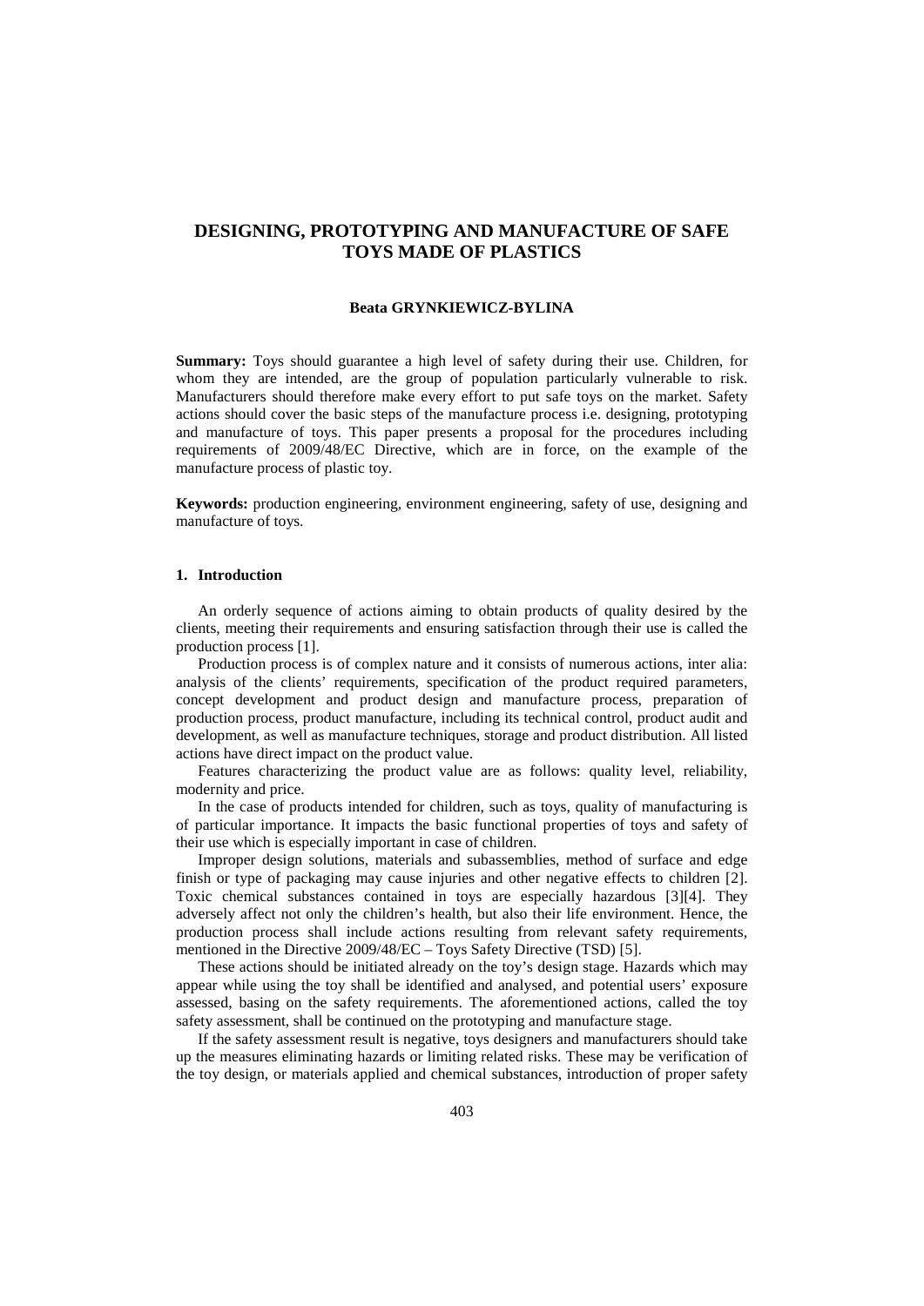# DESIGNING, PROTOTYPING AND MANUFACTURE OF SAFE TOYS MADE OF PLASTICS

**Beata GRYNKIEWICZ-BYLINA**

**Summary:** Toys should guarantee a high level of safety during their use. Children, for whom they are intended, are the group of population particularly vulnerable to risk. Manufacturers should therefore make every effort to put safe toys on the market. Safety actions should cover the basic steps of the manufacture process i.e. designing, prototyping and manufacture of toys. This paper presents a proposal for the procedures including requirements of 2009/48/EC Directive, which are in force, on the example of the manufacture process of plastic toy.

**Keywords:** production engineering, environment engineering, safety of use, designing and manufacture of toys.

## 1. Introduction

An orderly sequence of actions aiming to obtain products of quality desired by the clients, meeting their requirements and ensuring satisfaction through their use is called the production process [1].

Production process is of complex nature and it consists of numerous actions, inter alia: analysis of the clients' requirements, specification of the product required parameters, concept development and product design and manufacture process, preparation of production process, product manufacture, including its technical control, product audit and development, as well as manufacture techniques, storage and product distribution. All listed actions have direct impact on the product value.

Features characterizing the product value are as follows: quality level, reliability, modernity and price.

In the case of products intended for children, such as toys, quality of manufacturing is of particular importance. It impacts the basic functional properties of toys and safety of their use which is especially important in case of children.

Improper design solutions, materials and subassemblies, method of surface and edge finish or type of packaging may cause injuries and other negative effects to children [2]. Toxic chemical substances contained in toys are especially hazardous [3][4]. They adversely affect not only the children's health, but also their life environment. Hence, the production process shall include actions resulting from relevant safety requirements, mentioned in the Directive 2009/48/EC – Toys Safety Directive (TSD) [5].

These actions should be initiated already on the toy's design stage. Hazards which may appear while using the toy shall be identified and analysed, and potential users' exposure assessed, basing on the safety requirements. The aforementioned actions, called the toy safety assessment, shall be continued on the prototyping and manufacture stage.

If the safety assessment result is negative, toys designers and manufacturers should take up the measures eliminating hazards or limiting related risks. These may be verification of the toy design, or materials applied and chemical substances, introduction of proper safety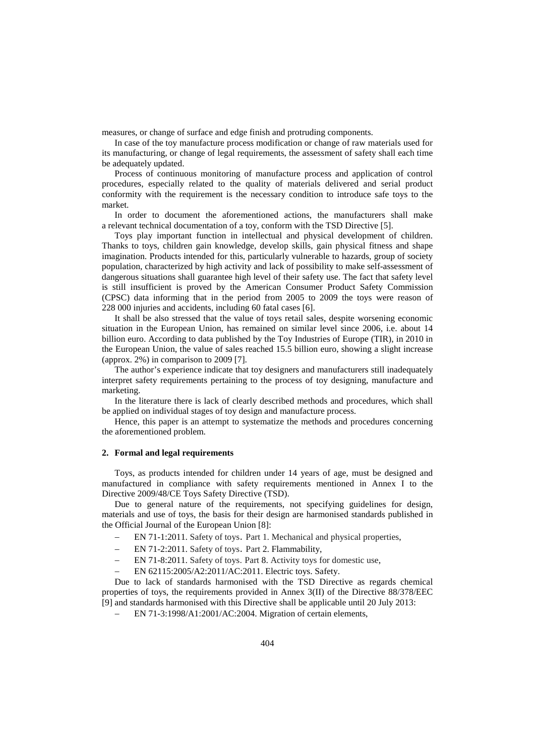measures, or change of surface and edge finish and protruding components.

In case of the toy manufacture process modification or change of raw materials used for its manufacturing, or change of legal requirements, the assessment of safety shall each time be adequately updated.

Process of continuous monitoring of manufacture process and application of control procedures, especially related to the quality of materials delivered and serial product conformity with the requirement is the necessary condition to introduce safe toys to the market.

In order to document the aforementioned actions, the manufacturers shall make a relevant technical documentation of a toy, conform with the TSD Directive [5].

Toys play important function in intellectual and physical development of children. Thanks to toys, children gain knowledge, develop skills, gain physical fitness and shape imagination. Products intended for this, particularly vulnerable to hazards, group of society population, characterized by high activity and lack of possibility to make self-assessment of dangerous situations shall guarantee high level of their safety use. The fact that safety level is still insufficient is proved by the American Consumer Product Safety Commission (CPSC) data informing that in the period from 2005 to 2009 the toys were reason of 228 000 injuries and accidents, including 60 fatal cases [6].

It shall be also stressed that the value of toys retail sales, despite worsening economic situation in the European Union, has remained on similar level since 2006, i.e. about 14 billion euro. According to data published by the Toy Industries of Europe (TIR), in 2010 in the European Union, the value of sales reached 15.5 billion euro, showing a slight increase (approx. 2%) in comparison to 2009 [7].

The author's experience indicate that toy designers and manufacturers still inadequately interpret safety requirements pertaining to the process of toy designing, manufacture and marketing.

In the literature there is lack of clearly described methods and procedures, which shall be applied on individual stages of toy design and manufacture process.

Hence, this paper is an attempt to systematize the methods and procedures concerning the aforementioned problem.

## 2. Formal and legal requirements

Toys, as products intended for children under 14 years of age, must be designed and manufactured in compliance with safety requirements mentioned in Annex I to the Directive 2009/48/CE Toys Safety Directive (TSD).

Due to general nature of the requirements, not specifying guidelines for design, materials and use of toys, the basis for their design are harmonised standards published in the Official Journal of the European Union [8]:

- EN 71-1:2011. Safety of toys. Part 1. Mechanical and physical properties,
- EN 71-2:2011. Safety of toys. Part 2. Flammability,
- EN 71-8:2011. Safety of toys. Part 8. Activity toys for domestic use,
- EN 62115:2005/A2:2011/AC:2011. Electric toys. Safety.

Due to lack of standards harmonised with the TSD Directive as regards chemical properties of toys, the requirements provided in Annex 3(II) of the Directive 88/378/EEC [9] and standards harmonised with this Directive shall be applicable until 20 July 2013:

- EN 71-3:1998/A1:2001/AC:2004. Migration of certain elements,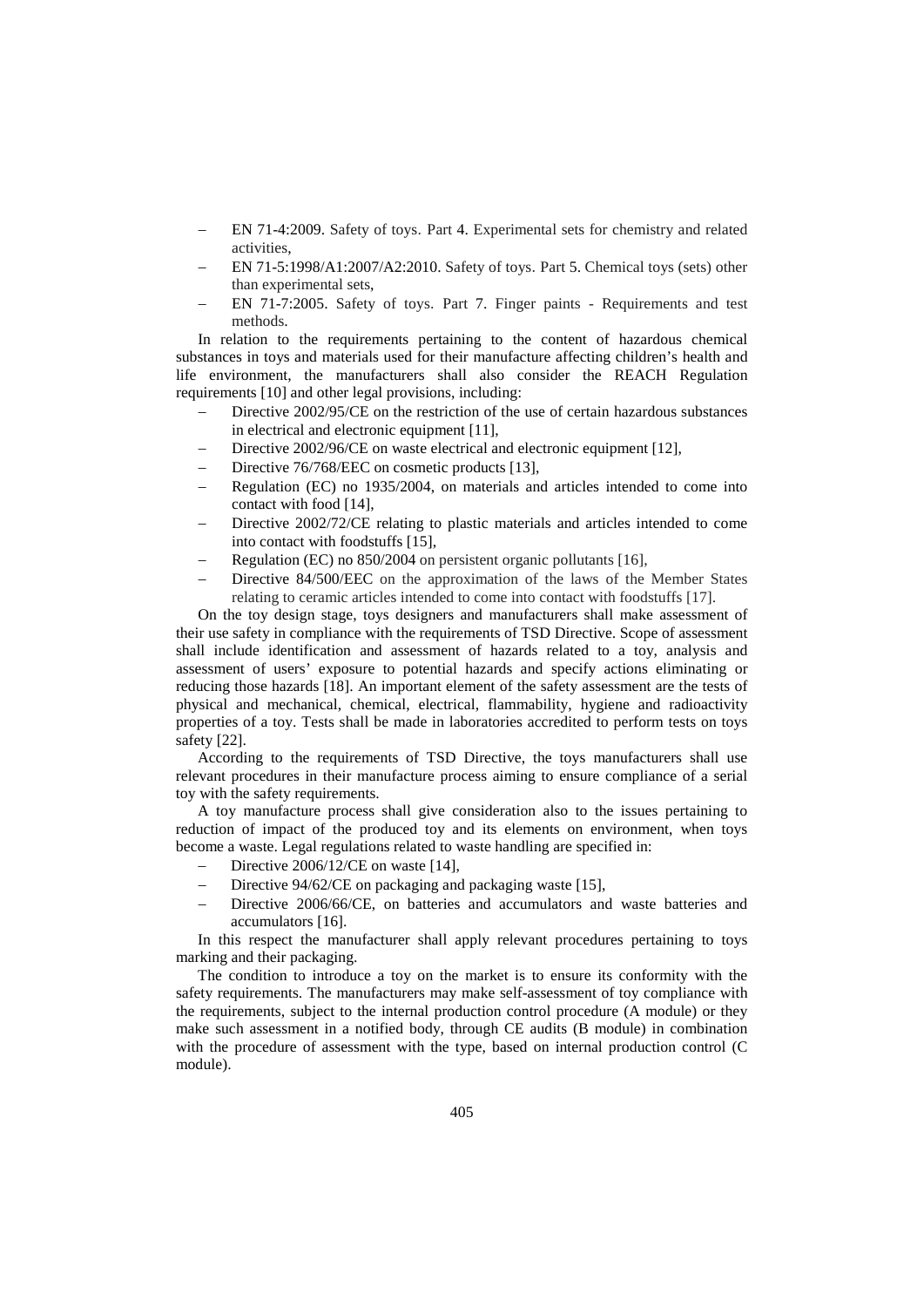- EN 71-4:2009. Safety of toys. Part 4. Experimental sets for chemistry and related activities,
- EN 71-5:1998/A1:2007/A2:2010. Safety of toys. Part 5. Chemical toys (sets) other than experimental sets,
- EN 71-7:2005. Safety of toys. Part 7. Finger paints - Requirements and test methods.

In relation to the requirements pertaining to the content of hazardous chemical substances in toys and materials used for their manufacture affecting children's health and life environment, the manufacturers shall also consider the REACH Regulation requirements [10] and other legal provisions, including:

- Directive 2002/95/CE on the restriction of the use of certain hazardous substances in electrical and electronic equipment [11],
- Directive 2002/96/CE on waste electrical and electronic equipment [12],
- Directive 76/768/EEC on cosmetic products [13],
- Regulation (EC) no 1935/2004, on materials and articles intended to come into contact with food [14],
- Directive 2002/72/CE relating to plastic materials and articles intended to come into contact with foodstuffs [15],
- Regulation (EC) no 850/2004 on persistent organic pollutants [16],
- Directive 84/500/EEC on the approximation of the laws of the Member States relating to ceramic articles intended to come into contact with foodstuffs [17].

On the toy design stage, toys designers and manufacturers shall make assessment of their use safety in compliance with the requirements of TSD Directive. Scope of assessment shall include identification and assessment of hazards related to a toy, analysis and assessment of users' exposure to potential hazards and specify actions eliminating or reducing those hazards [18]. An important element of the safety assessment are the tests of physical and mechanical, chemical, electrical, flammability, hygiene and radioactivity properties of a toy. Tests shall be made in laboratories accredited to perform tests on toys safety [22].

According to the requirements of TSD Directive, the toys manufacturers shall use relevant procedures in their manufacture process aiming to ensure compliance of a serial toy with the safety requirements.

A toy manufacture process shall give consideration also to the issues pertaining to reduction of impact of the produced toy and its elements on environment, when toys become a waste. Legal regulations related to waste handling are specified in:

- Directive 2006/12/CE on waste [14],
- Directive 94/62/CE on packaging and packaging waste [15],
- Directive 2006/66/CE, on batteries and accumulators and waste batteries and accumulators [16].

In this respect the manufacturer shall apply relevant procedures pertaining to toys marking and their packaging.

The condition to introduce a toy on the market is to ensure its conformity with the safety requirements. The manufacturers may make self-assessment of toy compliance with the requirements, subject to the internal production control procedure (A module) or they make such assessment in a notified body, through CE audits (B module) in combination with the procedure of assessment with the type, based on internal production control (C module).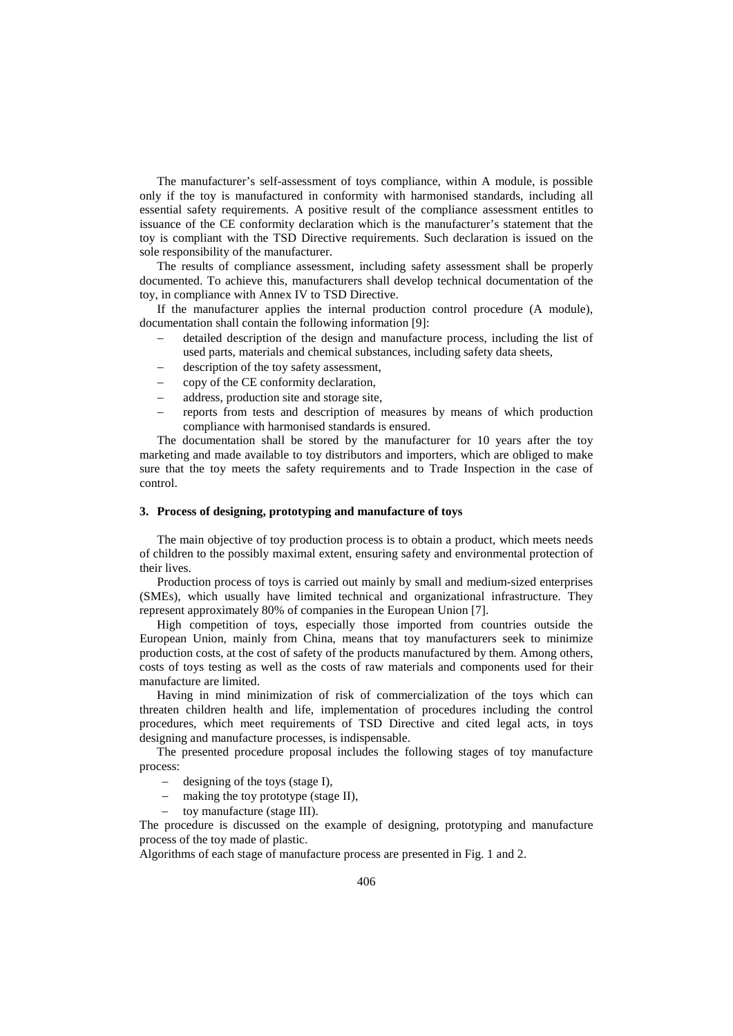The manufacturer's self-assessment of toys compliance, within A module, is possible only if the toy is manufactured in conformity with harmonised standards, including all essential safety requirements. A positive result of the compliance assessment entitles to issuance of the CE conformity declaration which is the manufacturer's statement that the toy is compliant with the TSD Directive requirements. Such declaration is issued on the sole responsibility of the manufacturer.

The results of compliance assessment, including safety assessment shall be properly documented. To achieve this, manufacturers shall develop technical documentation of the toy, in compliance with Annex IV to TSD Directive.

If the manufacturer applies the internal production control procedure (A module), documentation shall contain the following information [9]:

- detailed description of the design and manufacture process, including the list of used parts, materials and chemical substances, including safety data sheets,
- description of the toy safety assessment,
- copy of the CE conformity declaration,
- address, production site and storage site,
- reports from tests and description of measures by means of which production compliance with harmonised standards is ensured.

The documentation shall be stored by the manufacturer for 10 years after the toy marketing and made available to toy distributors and importers, which are obliged to make sure that the toy meets the safety requirements and to Trade Inspection in the case of control.

## 3. Process of designing, prototyping and manufacture of toys

The main objective of toy production process is to obtain a product, which meets needs of children to the possibly maximal extent, ensuring safety and environmental protection of their lives.

Production process of toys is carried out mainly by small and medium-sized enterprises (SMEs), which usually have limited technical and organizational infrastructure. They represent approximately 80% of companies in the European Union [7].

High competition of toys, especially those imported from countries outside the European Union, mainly from China, means that toy manufacturers seek to minimize production costs, at the cost of safety of the products manufactured by them. Among others, costs of toys testing as well as the costs of raw materials and components used for their manufacture are limited.

Having in mind minimization of risk of commercialization of the toys which can threaten children health and life, implementation of procedures including the control procedures, which meet requirements of TSD Directive and cited legal acts, in toys designing and manufacture processes, is indispensable.

The presented procedure proposal includes the following stages of toy manufacture process:

- designing of the toys (stage I),
- making the toy prototype (stage II),
- toy manufacture (stage III).

The procedure is discussed on the example of designing, prototyping and manufacture process of the toy made of plastic.

Algorithms of each stage of manufacture process are presented in Fig. 1 and 2.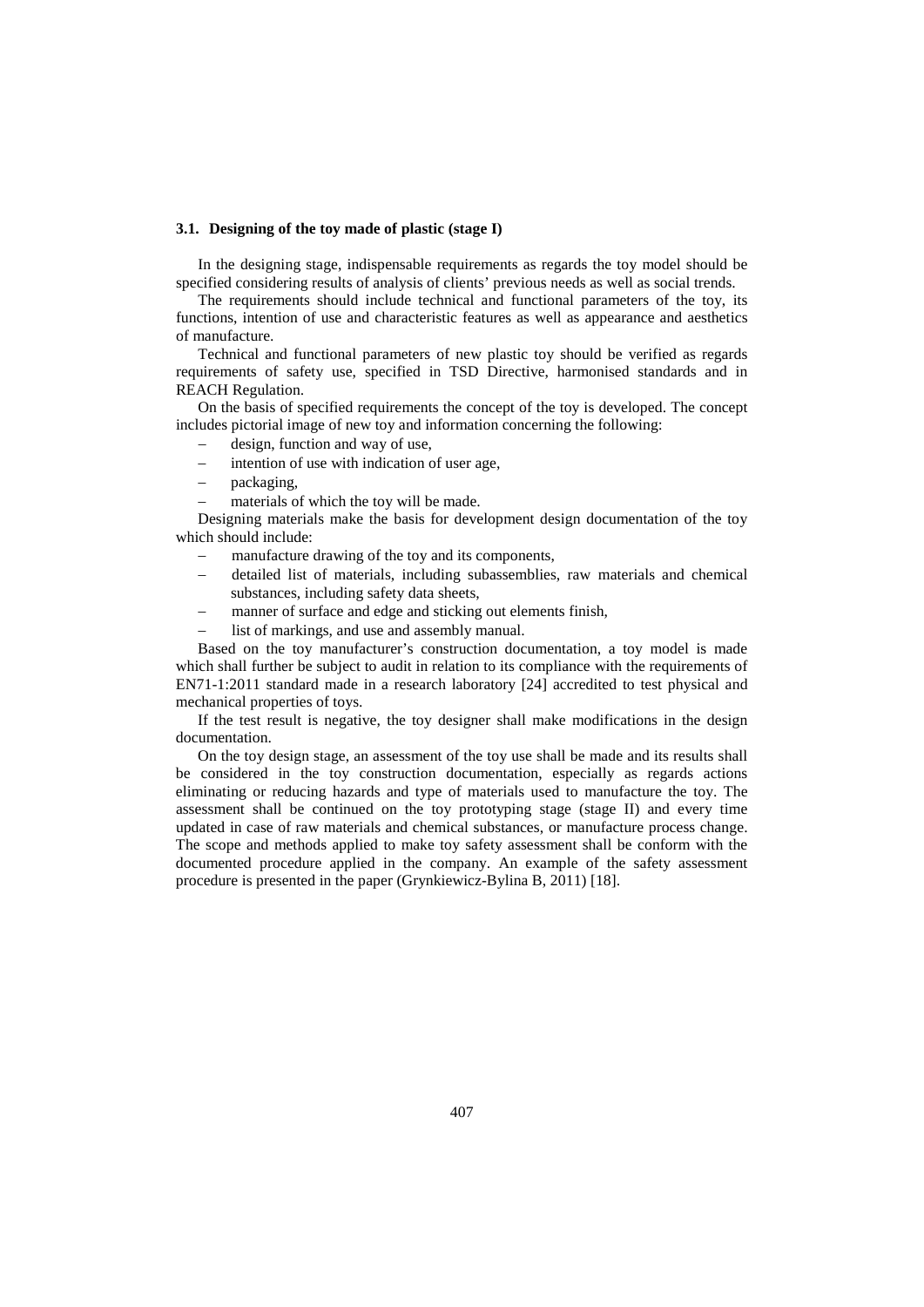### 3.1. Designing of the toy made of plastic (stage I)

In the designing stage, indispensable requirements as regards the toy model should be specified considering results of analysis of clients' previous needs as well as social trends.

The requirements should include technical and functional parameters of the toy, its functions, intention of use and characteristic features as well as appearance and aesthetics of manufacture.

Technical and functional parameters of new plastic toy should be verified as regards requirements of safety use, specified in TSD Directive, harmonised standards and in REACH Regulation.

On the basis of specified requirements the concept of the toy is developed. The concept includes pictorial image of new toy and information concerning the following:

- design, function and way of use,
- intention of use with indication of user age,
- packaging,
- materials of which the toy will be made.

Designing materials make the basis for development design documentation of the toy which should include:

- manufacture drawing of the toy and its components,
- detailed list of materials, including subassemblies, raw materials and chemical substances, including safety data sheets,
- manner of surface and edge and sticking out elements finish,
- list of markings, and use and assembly manual.

Based on the toy manufacturer's construction documentation, a toy model is made which shall further be subject to audit in relation to its compliance with the requirements of EN71-1:2011 standard made in a research laboratory [24] accredited to test physical and mechanical properties of toys.

If the test result is negative, the toy designer shall make modifications in the design documentation.

On the toy design stage, an assessment of the toy use shall be made and its results shall be considered in the toy construction documentation, especially as regards actions eliminating or reducing hazards and type of materials used to manufacture the toy. The assessment shall be continued on the toy prototyping stage (stage II) and every time updated in case of raw materials and chemical substances, or manufacture process change. The scope and methods applied to make toy safety assessment shall be conform with the documented procedure applied in the company. An example of the safety assessment procedure is presented in the paper (Grynkiewicz-Bylina B, 2011) [18].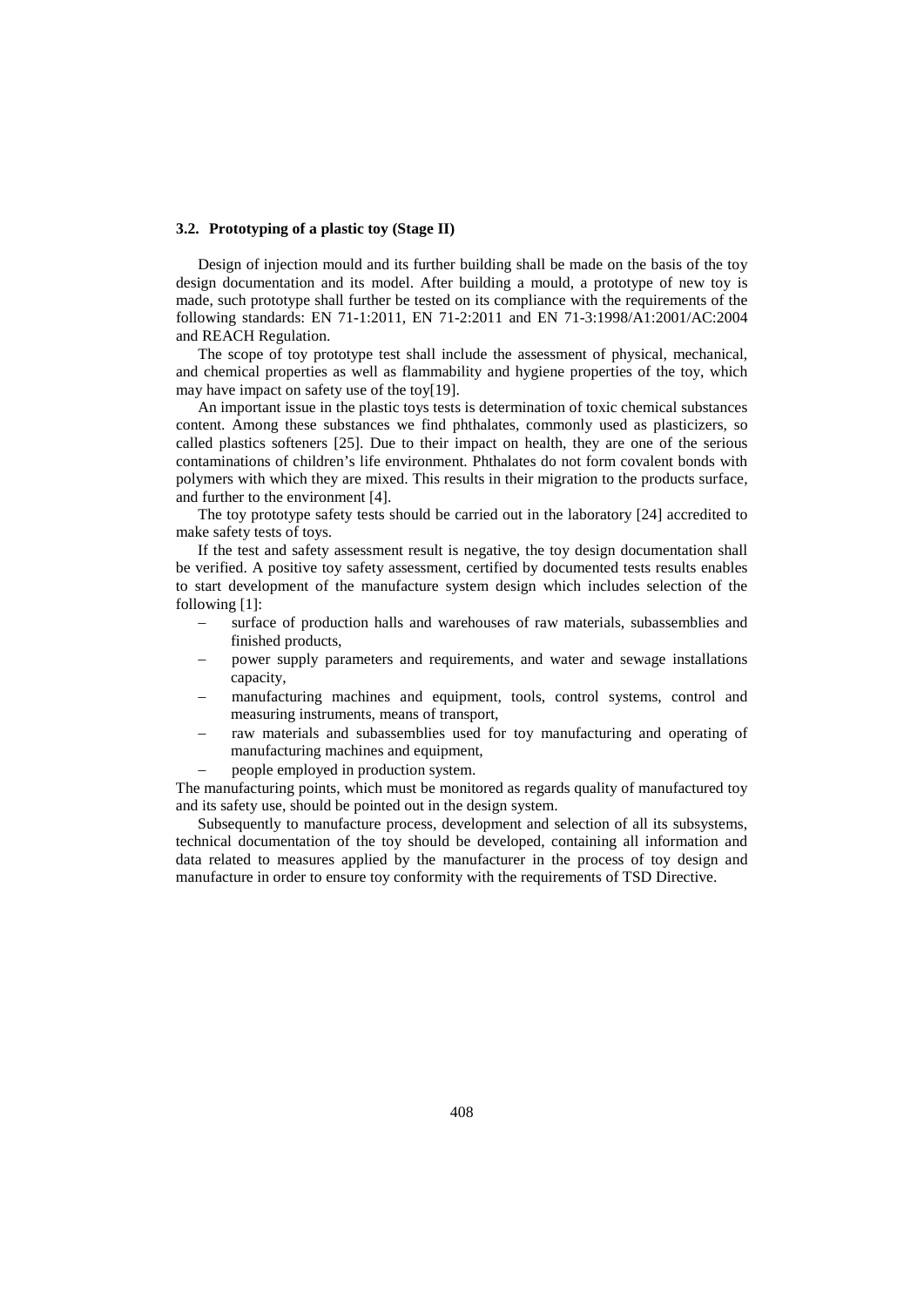### 3.2. Prototyping of a plastic toy (Stage II)

Design of injection mould and its further building shall be made on the basis of the toy design documentation and its model. After building a mould, a prototype of new toy is made, such prototype shall further be tested on its compliance with the requirements of the following standards: EN 71-1:2011, EN 71-2:2011 and EN 71-3:1998/A1:2001/AC:2004 and REACH Regulation.

The scope of toy prototype test shall include the assessment of physical, mechanical, and chemical properties as well as flammability and hygiene properties of the toy, which may have impact on safety use of the toy[19].

An important issue in the plastic toys tests is determination of toxic chemical substances content. Among these substances we find phthalates, commonly used as plasticizers, so called plastics softeners [25]. Due to their impact on health, they are one of the serious contaminations of children's life environment. Phthalates do not form covalent bonds with polymers with which they are mixed. This results in their migration to the products surface, and further to the environment [4].

The toy prototype safety tests should be carried out in the laboratory [24] accredited to make safety tests of toys.

If the test and safety assessment result is negative, the toy design documentation shall be verified. A positive toy safety assessment, certified by documented tests results enables to start development of the manufacture system design which includes selection of the following [1]:

- surface of production halls and warehouses of raw materials, subassemblies and finished products,
- power supply parameters and requirements, and water and sewage installations capacity,
- manufacturing machines and equipment, tools, control systems, control and measuring instruments, means of transport,
- raw materials and subassemblies used for toy manufacturing and operating of manufacturing machines and equipment,
- people employed in production system.

The manufacturing points, which must be monitored as regards quality of manufactured toy and its safety use, should be pointed out in the design system.

Subsequently to manufacture process, development and selection of all its subsystems, technical documentation of the toy should be developed, containing all information and data related to measures applied by the manufacturer in the process of toy design and manufacture in order to ensure toy conformity with the requirements of TSD Directive.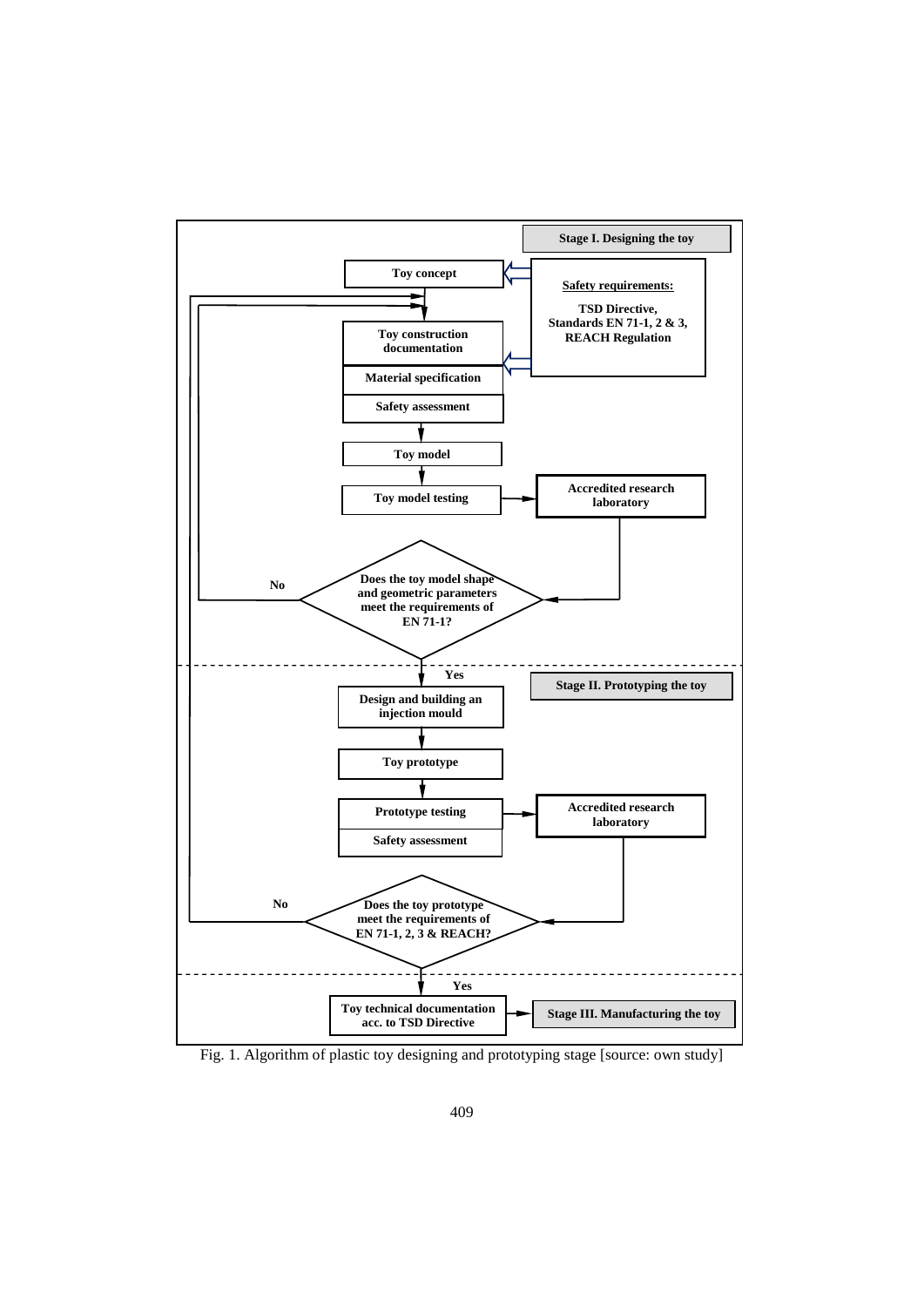**Stage I. Designing the toy**

- Toy concept
- **Safety requirements:** TSD Directive, Standards EN 71-1, 2 & 3, REACH Regulation
- Toy construction documentation
- Material specification
- Safety assessment
- Toy model
- Toy model testing → Accredited research laboratory
- Does the toy model shape and geometric parameters meet the requirements of EN 71-1?
  - No → Toy construction documentation
  - Yes → Stage II

**Stage II. Prototyping the toy**

- Design and building an injection mould
- Toy prototype
- Prototype testing → Accredited research laboratory
- Safety assessment
- Does the toy prototype meet the requirements of EN 71-1, 2, 3 & REACH?
  - No → Toy construction documentation
  - Yes → Toy technical documentation acc. to TSD Directive → Stage III. Manufacturing the toy

Fig. 1. Algorithm of plastic toy designing and prototyping stage [source: own study]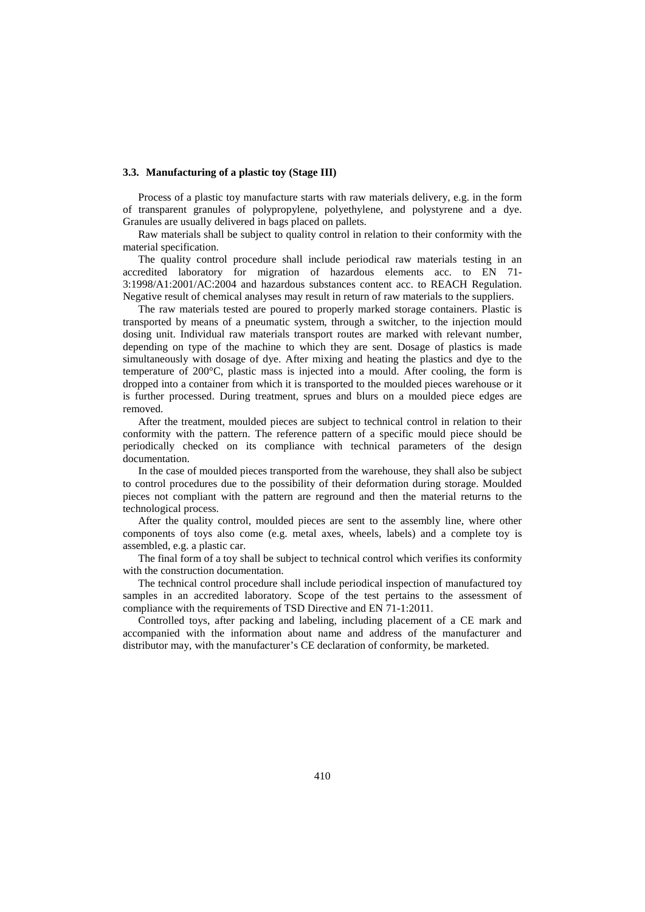### 3.3. Manufacturing of a plastic toy (Stage III)

Process of a plastic toy manufacture starts with raw materials delivery, e.g. in the form of transparent granules of polypropylene, polyethylene, and polystyrene and a dye. Granules are usually delivered in bags placed on pallets.

Raw materials shall be subject to quality control in relation to their conformity with the material specification.

The quality control procedure shall include periodical raw materials testing in an accredited laboratory for migration of hazardous elements acc. to EN 71-3:1998/A1:2001/AC:2004 and hazardous substances content acc. to REACH Regulation. Negative result of chemical analyses may result in return of raw materials to the suppliers.

The raw materials tested are poured to properly marked storage containers. Plastic is transported by means of a pneumatic system, through a switcher, to the injection mould dosing unit. Individual raw materials transport routes are marked with relevant number, depending on type of the machine to which they are sent. Dosage of plastics is made simultaneously with dosage of dye. After mixing and heating the plastics and dye to the temperature of 200°C, plastic mass is injected into a mould. After cooling, the form is dropped into a container from which it is transported to the moulded pieces warehouse or it is further processed. During treatment, sprues and blurs on a moulded piece edges are removed.

After the treatment, moulded pieces are subject to technical control in relation to their conformity with the pattern. The reference pattern of a specific mould piece should be periodically checked on its compliance with technical parameters of the design documentation.

In the case of moulded pieces transported from the warehouse, they shall also be subject to control procedures due to the possibility of their deformation during storage. Moulded pieces not compliant with the pattern are reground and then the material returns to the technological process.

After the quality control, moulded pieces are sent to the assembly line, where other components of toys also come (e.g. metal axes, wheels, labels) and a complete toy is assembled, e.g. a plastic car.

The final form of a toy shall be subject to technical control which verifies its conformity with the construction documentation.

The technical control procedure shall include periodical inspection of manufactured toy samples in an accredited laboratory. Scope of the test pertains to the assessment of compliance with the requirements of TSD Directive and EN 71-1:2011.

Controlled toys, after packing and labeling, including placement of a CE mark and accompanied with the information about name and address of the manufacturer and distributor may, with the manufacturer's CE declaration of conformity, be marketed.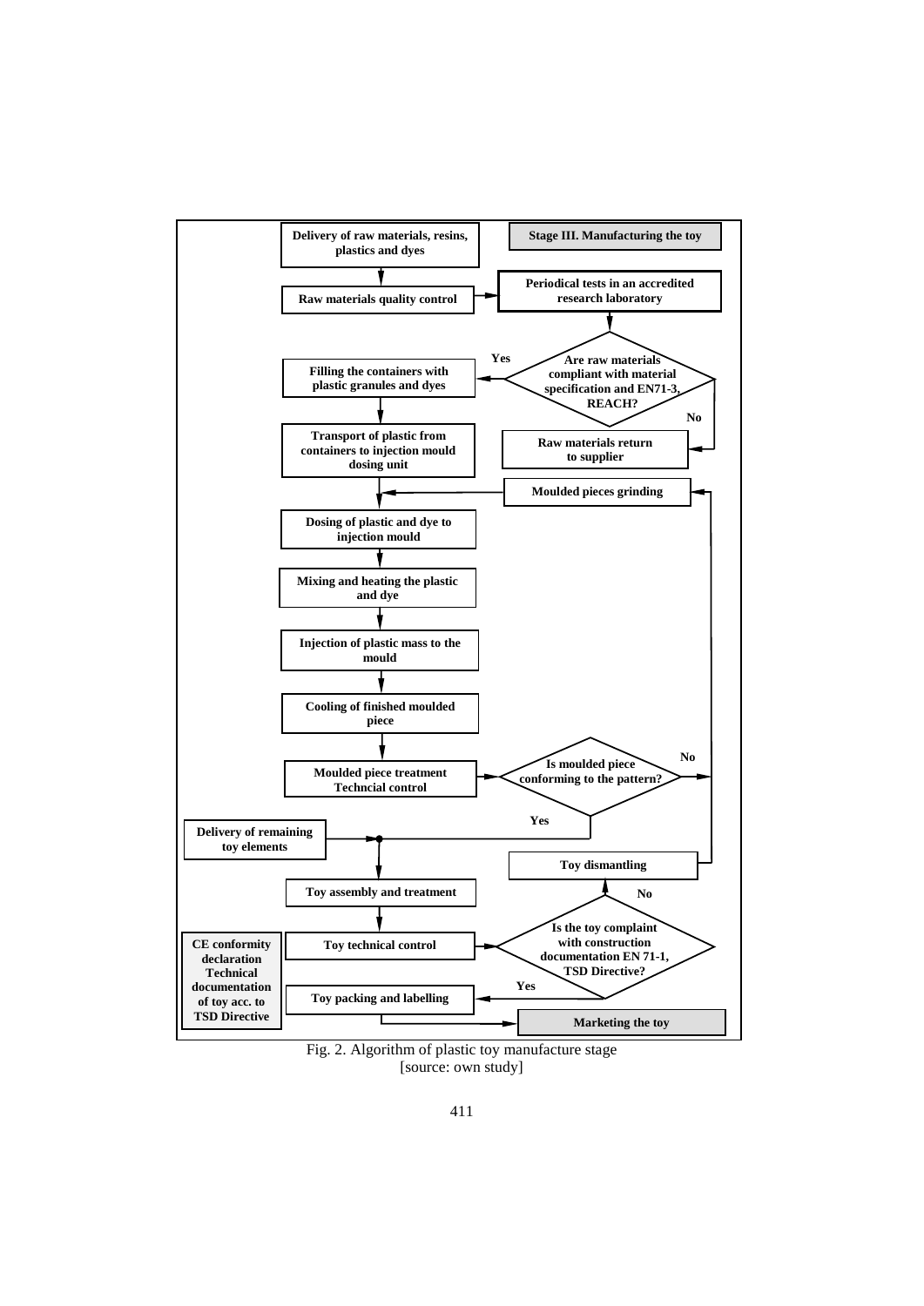**Delivery of raw materials, resins, plastics and dyes**

**Stage III. Manufacturing the toy**

**Raw materials quality control**

**Periodical tests in an accredited research laboratory**

**Are raw materials compliant with material specification and EN71-3, REACH?**

Yes → **Filling the containers with plastic granules and dyes**

No → **Raw materials return to supplier**

**Transport of plastic from containers to injection mould dosing unit**

**Moulded pieces grinding**

**Dosing of plastic and dye to injection mould**

**Mixing and heating the plastic and dye**

**Injection of plastic mass to the mould**

**Cooling of finished moulded piece**

**Moulded piece treatment Techncial control**

**Is moulded piece conforming to the pattern?**

No → **Moulded pieces grinding**

Yes → **Toy assembly and treatment**

**Delivery of remaining toy elements**

**Toy dismantling**

**Toy technical control**

**Is the toy complaint with construction documentation EN 71-1, TSD Directive?**

No → **Toy dismantling**

Yes → **Toy packing and labelling**

**CE conformity declaration Technical documentation of toy acc. to TSD Directive**

**Marketing the toy**

Fig. 2. Algorithm of plastic toy manufacture stage [source: own study]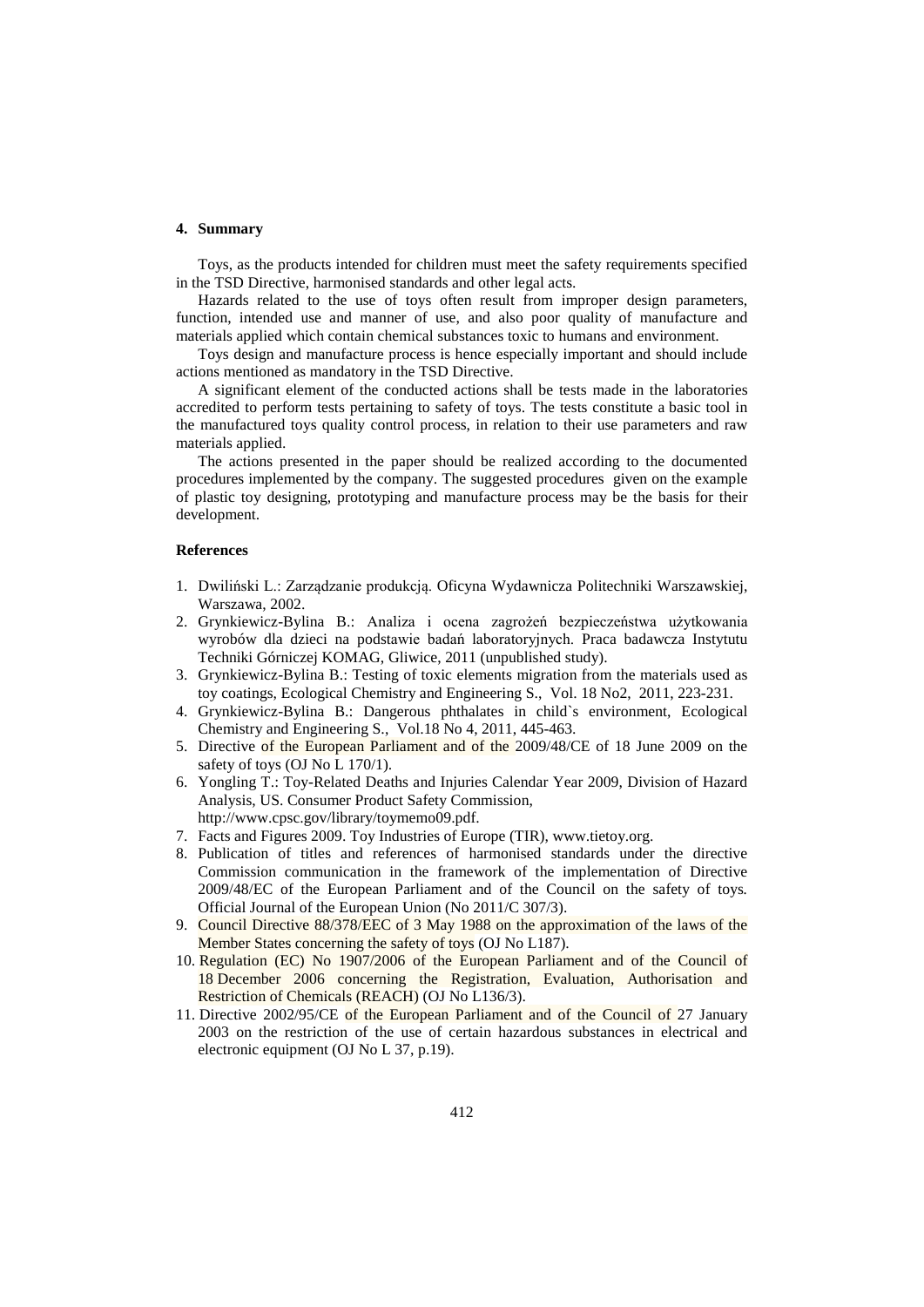## 4. Summary

Toys, as the products intended for children must meet the safety requirements specified in the TSD Directive, harmonised standards and other legal acts.

Hazards related to the use of toys often result from improper design parameters, function, intended use and manner of use, and also poor quality of manufacture and materials applied which contain chemical substances toxic to humans and environment.

Toys design and manufacture process is hence especially important and should include actions mentioned as mandatory in the TSD Directive.

A significant element of the conducted actions shall be tests made in the laboratories accredited to perform tests pertaining to safety of toys. The tests constitute a basic tool in the manufactured toys quality control process, in relation to their use parameters and raw materials applied.

The actions presented in the paper should be realized according to the documented procedures implemented by the company. The suggested procedures given on the example of plastic toy designing, prototyping and manufacture process may be the basis for their development.

### References

1. Dwiliński L.: Zarządzanie produkcją. Oficyna Wydawnicza Politechniki Warszawskiej, Warszawa, 2002.
2. Grynkiewicz-Bylina B.: Analiza i ocena zagrożeń bezpieczeństwa użytkowania wyrobów dla dzieci na podstawie badań laboratoryjnych. Praca badawcza Instytutu Techniki Górniczej KOMAG, Gliwice, 2011 (unpublished study).
3. Grynkiewicz-Bylina B.: Testing of toxic elements migration from the materials used as toy coatings, Ecological Chemistry and Engineering S., Vol. 18 No2, 2011, 223-231.
4. Grynkiewicz-Bylina B.: Dangerous phthalates in child`s environment, Ecological Chemistry and Engineering S., Vol.18 No 4, 2011, 445-463.
5. Directive of the European Parliament and of the 2009/48/CE of 18 June 2009 on the safety of toys (OJ No L 170/1).
6. Yongling T.: Toy-Related Deaths and Injuries Calendar Year 2009, Division of Hazard Analysis, US. Consumer Product Safety Commission, http://www.cpsc.gov/library/toymemo09.pdf.
7. Facts and Figures 2009. Toy Industries of Europe (TIR), www.tietoy.org.
8. Publication of titles and references of harmonised standards under the directive Commission communication in the framework of the implementation of Directive 2009/48/EC of the European Parliament and of the Council on the safety of toys. Official Journal of the European Union (No 2011/C 307/3).
9. Council Directive 88/378/EEC of 3 May 1988 on the approximation of the laws of the Member States concerning the safety of toys (OJ No L187).
10. Regulation (EC) No 1907/2006 of the European Parliament and of the Council of 18 December 2006 concerning the Registration, Evaluation, Authorisation and Restriction of Chemicals (REACH) (OJ No L136/3).
11. Directive 2002/95/CE of the European Parliament and of the Council of 27 January 2003 on the restriction of the use of certain hazardous substances in electrical and electronic equipment (OJ No L 37, p.19).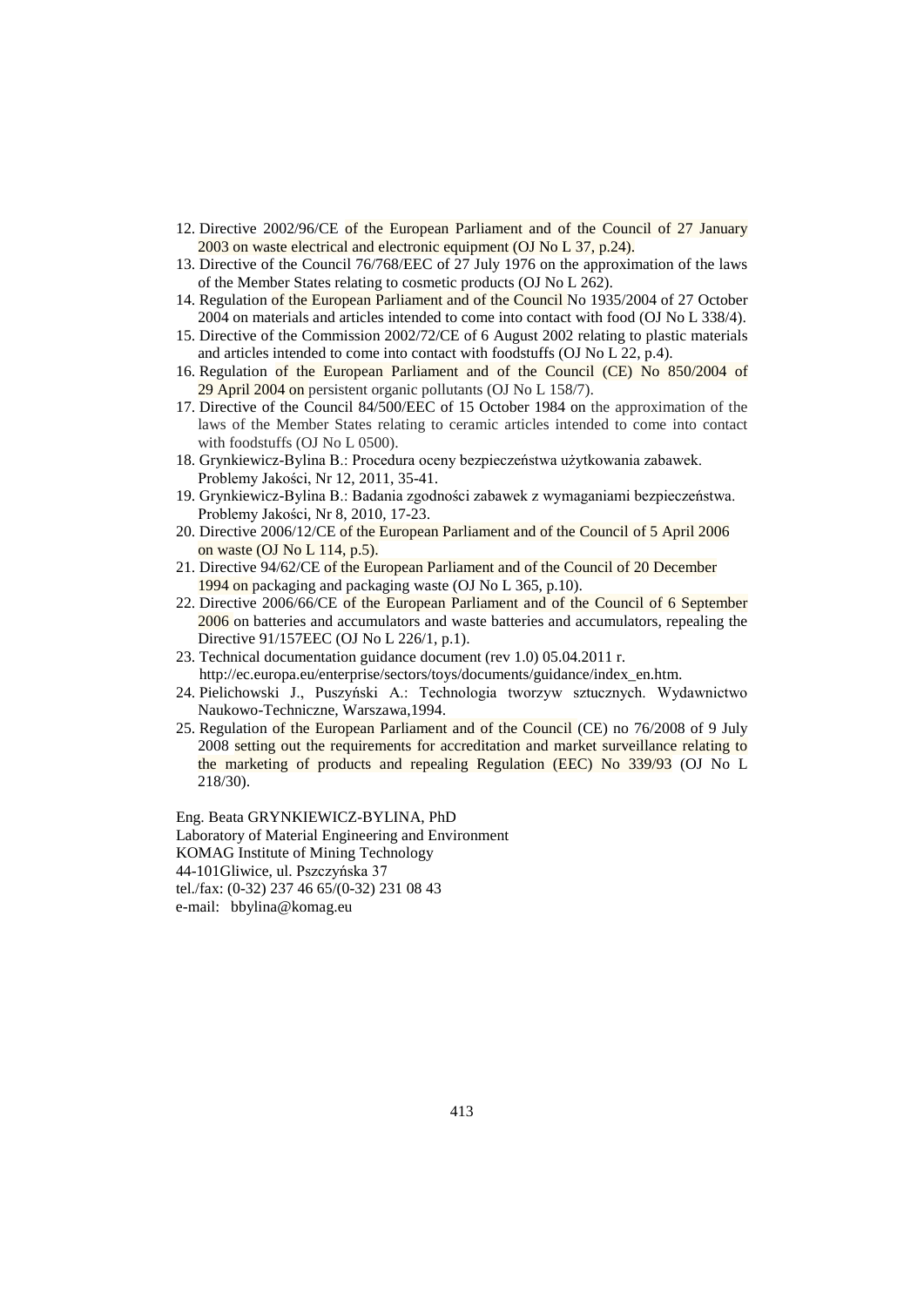12. Directive 2002/96/CE of the European Parliament and of the Council of 27 January 2003 on waste electrical and electronic equipment (OJ No L 37, p.24).
13. Directive of the Council 76/768/EEC of 27 July 1976 on the approximation of the laws of the Member States relating to cosmetic products (OJ No L 262).
14. Regulation of the European Parliament and of the Council No 1935/2004 of 27 October 2004 on materials and articles intended to come into contact with food (OJ No L 338/4).
15. Directive of the Commission 2002/72/CE of 6 August 2002 relating to plastic materials and articles intended to come into contact with foodstuffs (OJ No L 22, p.4).
16. Regulation of the European Parliament and of the Council (CE) No 850/2004 of 29 April 2004 on persistent organic pollutants (OJ No L 158/7).
17. Directive of the Council 84/500/EEC of 15 October 1984 on the approximation of the laws of the Member States relating to ceramic articles intended to come into contact with foodstuffs (OJ No L 0500).
18. Grynkiewicz-Bylina B.: Procedura oceny bezpieczeństwa użytkowania zabawek. Problemy Jakości, Nr 12, 2011, 35-41.
19. Grynkiewicz-Bylina B.: Badania zgodności zabawek z wymaganiami bezpieczeństwa. Problemy Jakości, Nr 8, 2010, 17-23.
20. Directive 2006/12/CE of the European Parliament and of the Council of 5 April 2006 on waste (OJ No L 114, p.5).
21. Directive 94/62/CE of the European Parliament and of the Council of 20 December 1994 on packaging and packaging waste (OJ No L 365, p.10).
22. Directive 2006/66/CE of the European Parliament and of the Council of 6 September 2006 on batteries and accumulators and waste batteries and accumulators, repealing the Directive 91/157EEC (OJ No L 226/1, p.1).
23. Technical documentation guidance document (rev 1.0) 05.04.2011 r. http://ec.europa.eu/enterprise/sectors/toys/documents/guidance/index_en.htm.
24. Pielichowski J., Puszyński A.: Technologia tworzyw sztucznych. Wydawnictwo Naukowo-Techniczne, Warszawa,1994.
25. Regulation of the European Parliament and of the Council (CE) no 76/2008 of 9 July 2008 setting out the requirements for accreditation and market surveillance relating to the marketing of products and repealing Regulation (EEC) No 339/93 (OJ No L 218/30).

Eng. Beata GRYNKIEWICZ-BYLINA, PhD
Laboratory of Material Engineering and Environment
KOMAG Institute of Mining Technology
44-101Gliwice, ul. Pszczyńska 37
tel./fax: (0-32) 237 46 65/(0-32) 231 08 43
e-mail: bbylina@komag.eu